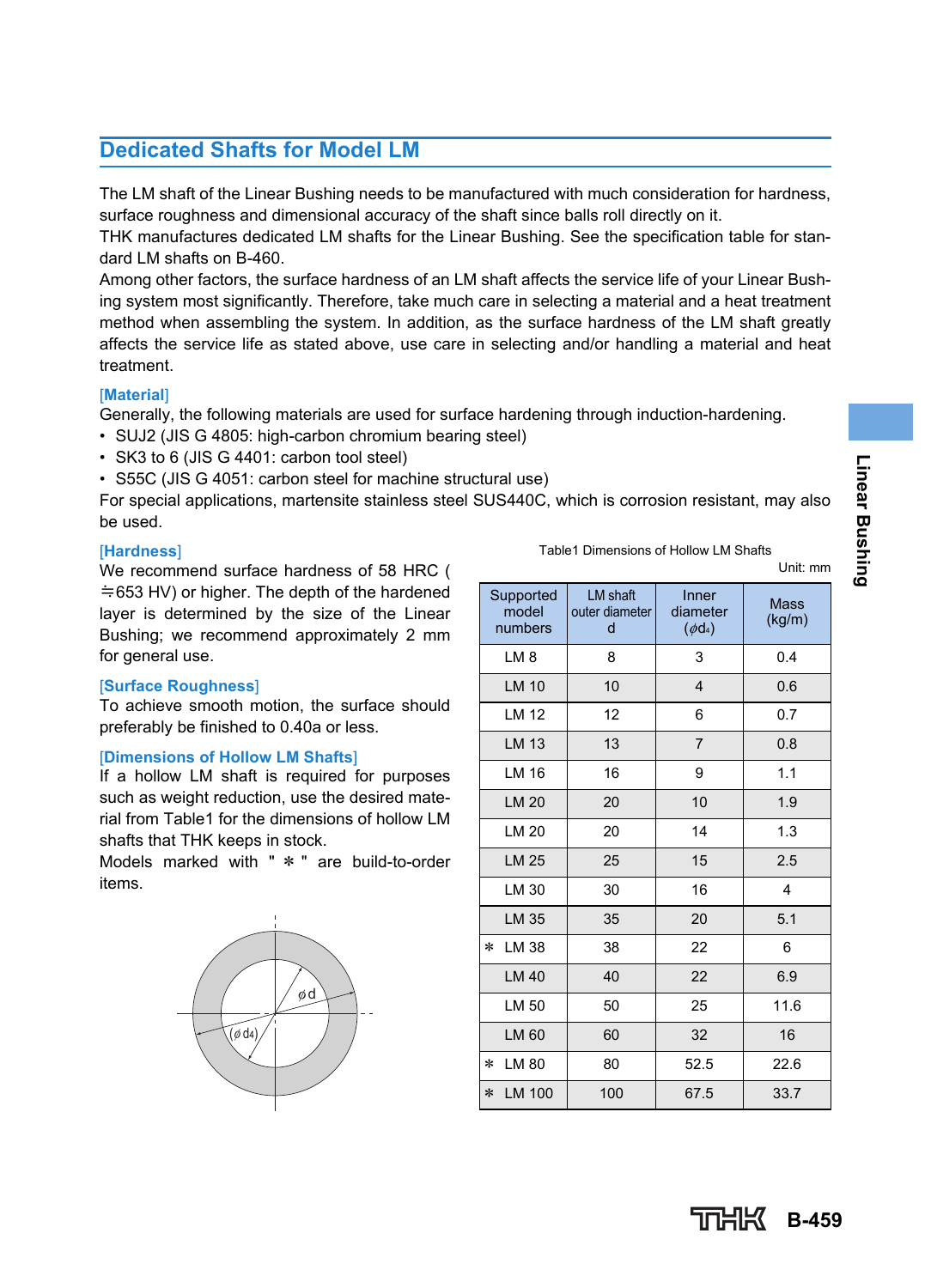## Dedicated Shafts for Model LM

The LM shaft of the Linear Bushing needs to be manufactured with much consideration for hardness, surface roughness and dimensional accuracy of the shaft since balls roll directly on it.
THK manufactures dedicated LM shafts for the Linear Bushing. See the specification table for standard LM shafts on B-460.
Among other factors, the surface hardness of an LM shaft affects the service life of your Linear Bushing system most significantly. Therefore, take much care in selecting a material and a heat treatment method when assembling the system. In addition, as the surface hardness of the LM shaft greatly affects the service life as stated above, use care in selecting and/or handling a material and heat treatment.

**[Material]**
Generally, the following materials are used for surface hardening through induction-hardening.

- SUJ2 (JIS G 4805: high-carbon chromium bearing steel)
- SK3 to 6 (JIS G 4401: carbon tool steel)
- S55C (JIS G 4051: carbon steel for machine structural use)

For special applications, martensite stainless steel SUS440C, which is corrosion resistant, may also be used.

**[Hardness]**
We recommend surface hardness of 58 HRC (≒653 HV) or higher. The depth of the hardened layer is determined by the size of the Linear Bushing; we recommend approximately 2 mm for general use.

**[Surface Roughness]**
To achieve smooth motion, the surface should preferably be finished to 0.40a or less.

**[Dimensions of Hollow LM Shafts]**
If a hollow LM shaft is required for purposes such as weight reduction, use the desired material from Table1 for the dimensions of hollow LM shafts that THK keeps in stock.
Models marked with " ＊ " are build-to-order items.

Table1 Dimensions of Hollow LM Shafts

Unit: mm

| Supported model numbers | LM shaft outer diameter d | Inner diameter ($\phi d_4$) | Mass (kg/m) |
|---|---|---|---|
| LM 8 | 8 | 3 | 0.4 |
| LM 10 | 10 | 4 | 0.6 |
| LM 12 | 12 | 6 | 0.7 |
| LM 13 | 13 | 7 | 0.8 |
| LM 16 | 16 | 9 | 1.1 |
| LM 20 | 20 | 10 | 1.9 |
| LM 20 | 20 | 14 | 1.3 |
| LM 25 | 25 | 15 | 2.5 |
| LM 30 | 30 | 16 | 4 |
| LM 35 | 35 | 20 | 5.1 |
| ＊ LM 38 | 38 | 22 | 6 |
| LM 40 | 40 | 22 | 6.9 |
| LM 50 | 50 | 25 | 11.6 |
| LM 60 | 60 | 32 | 16 |
| ＊ LM 80 | 80 | 52.5 | 22.6 |
| ＊ LM 100 | 100 | 67.5 | 33.7 |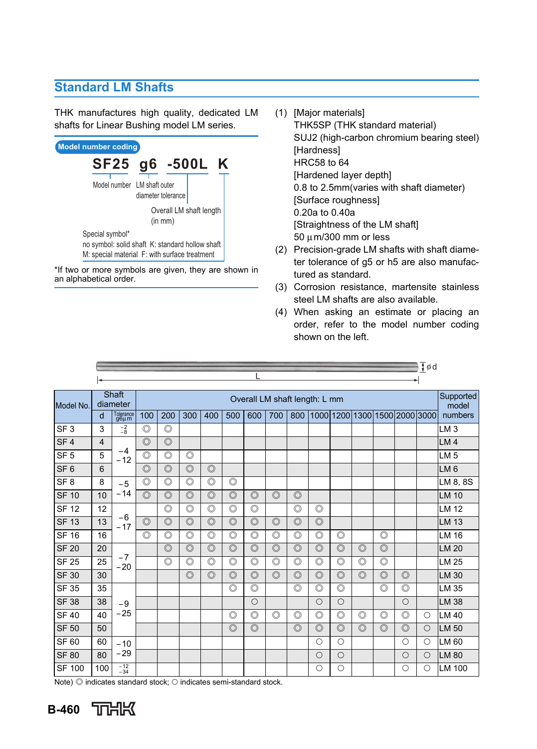## Standard LM Shafts

THK manufactures high quality, dedicated LM shafts for Linear Bushing model LM series.

**Model number coding**

**SF25 g6 -500L K**

- SF25: Model number
- g6: LM shaft outer diameter tolerance
- -500L: Overall LM shaft length (in mm)
- K: Special symbol*
  - no symbol: solid shaft
  - K: standard hollow shaft
  - M: special material
  - F: with surface treatment

*If two or more symbols are given, they are shown in an alphabetical order.

(1) [Major materials]
THK5SP (THK standard material)
SUJ2 (high-carbon chromium bearing steel)
[Hardness]
HRC58 to 64
[Hardened layer depth]
0.8 to 2.5mm(varies with shaft diameter)
[Surface roughness]
0.20a to 0.40a
[Straightness of the LM shaft]
50 μm/300 mm or less

(2) Precision-grade LM shafts with shaft diameter tolerance of g5 or h5 are also manufactured as standard.

(3) Corrosion resistance, martensite stainless steel LM shafts are also available.

(4) When asking an estimate or placing an order, refer to the model number coding shown on the left.

L, ϕd

| Model No. | Shaft diameter | | Overall LM shaft length: L mm | | | | | | | | | | | | | | Supported model numbers |
|---|---|---|---|---|---|---|---|---|---|---|---|---|---|---|---|---|---|
| | d | Tolerance g6 μm | 100 | 200 | 300 | 400 | 500 | 600 | 700 | 800 | 1000 | 1200 | 1300 | 1500 | 2000 | 3000 | |
| SF 3 | 3 | $^{-2}_{-8}$ | ◎ | ◎ | | | | | | | | | | | | | LM 3 |
| SF 4 | 4 | −4 −12 | ◎ | ◎ | | | | | | | | | | | | | LM 4 |
| SF 5 | 5 | | ◎ | ◎ | ◎ | | | | | | | | | | | | LM 5 |
| SF 6 | 6 | | ◎ | ◎ | ◎ | ◎ | | | | | | | | | | | LM 6 |
| SF 8 | 8 | −5 −14 | ◎ | ◎ | ◎ | ◎ | ◎ | | | | | | | | | | LM 8, 8S |
| SF 10 | 10 | | ◎ | ◎ | ◎ | ◎ | ◎ | ◎ | ◎ | ◎ | | | | | | | LM 10 |
| SF 12 | 12 | −6 −17 | | ◎ | ◎ | ◎ | ◎ | ◎ | | ◎ | ◎ | | | | | | LM 12 |
| SF 13 | 13 | | ◎ | ◎ | ◎ | ◎ | ◎ | ◎ | ◎ | ◎ | ◎ | | | | | | LM 13 |
| SF 16 | 16 | | ◎ | ◎ | ◎ | ◎ | ◎ | ◎ | ◎ | ◎ | ◎ | ◎ | | ◎ | | | LM 16 |
| SF 20 | 20 | −7 −20 | | ◎ | ◎ | ◎ | ◎ | ◎ | ◎ | ◎ | ◎ | ◎ | ◎ | ◎ | | | LM 20 |
| SF 25 | 25 | | | ◎ | ◎ | ◎ | ◎ | ◎ | ◎ | ◎ | ◎ | ◎ | ◎ | ◎ | | | LM 25 |
| SF 30 | 30 | | | | ◎ | ◎ | ◎ | ◎ | ◎ | ◎ | ◎ | ◎ | ◎ | ◎ | ◎ | | LM 30 |
| SF 35 | 35 | −9 −25 | | | | | ◎ | ◎ | | ◎ | ◎ | ◎ | | ◎ | ◎ | | LM 35 |
| SF 38 | 38 | | | | | | | ○ | | | ○ | ○ | | | ○ | | LM 38 |
| SF 40 | 40 | | | | | | ◎ | ◎ | ◎ | ◎ | ◎ | ◎ | ◎ | ◎ | ◎ | ○ | LM 40 |
| SF 50 | 50 | | | | | | ◎ | ◎ | | ◎ | ◎ | ◎ | ◎ | ◎ | ◎ | ○ | LM 50 |
| SF 60 | 60 | −10 −29 | | | | | | | | | ○ | ○ | | | ○ | ○ | LM 60 |
| SF 80 | 80 | | | | | | | | | | ○ | ○ | | | ○ | ○ | LM 80 |
| SF 100 | 100 | $^{-12}_{-34}$ | | | | | | | | | ○ | ○ | | | ○ | ○ | LM 100 |

Note) ◎ indicates standard stock; ○ indicates semi-standard stock.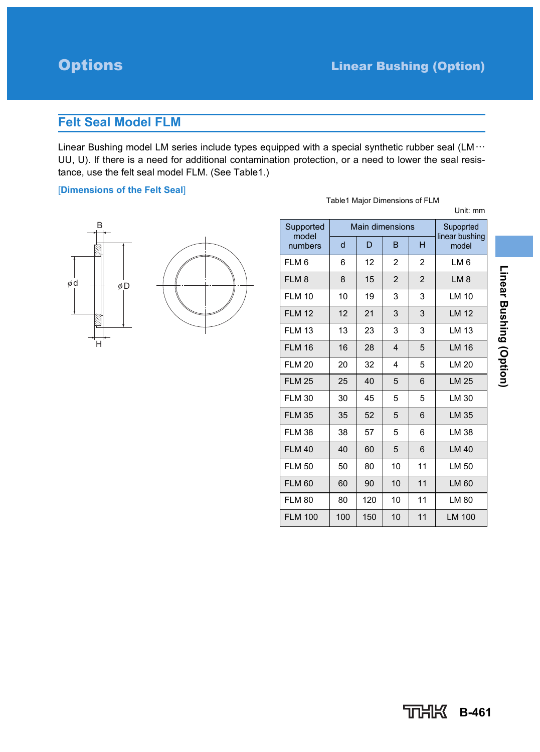## Felt Seal Model FLM

Linear Bushing model LM series include types equipped with a special synthetic rubber seal (LM··· UU, U). If there is a need for additional contamination protection, or a need to lower the seal resistance, use the felt seal model FLM. (See Table1.)

[Dimensions of the Felt Seal]

B

φd

φD

H

Table1 Major Dimensions of FLM

Unit: mm

| Supported model numbers | Main dimensions | | | | Supported linear bushing model |
|---|---|---|---|---|---|
| | d | D | B | H | |
| FLM 6 | 6 | 12 | 2 | 2 | LM 6 |
| FLM 8 | 8 | 15 | 2 | 2 | LM 8 |
| FLM 10 | 10 | 19 | 3 | 3 | LM 10 |
| FLM 12 | 12 | 21 | 3 | 3 | LM 12 |
| FLM 13 | 13 | 23 | 3 | 3 | LM 13 |
| FLM 16 | 16 | 28 | 4 | 5 | LM 16 |
| FLM 20 | 20 | 32 | 4 | 5 | LM 20 |
| FLM 25 | 25 | 40 | 5 | 6 | LM 25 |
| FLM 30 | 30 | 45 | 5 | 5 | LM 30 |
| FLM 35 | 35 | 52 | 5 | 6 | LM 35 |
| FLM 38 | 38 | 57 | 5 | 6 | LM 38 |
| FLM 40 | 40 | 60 | 5 | 6 | LM 40 |
| FLM 50 | 50 | 80 | 10 | 11 | LM 50 |
| FLM 60 | 60 | 90 | 10 | 11 | LM 60 |
| FLM 80 | 80 | 120 | 10 | 11 | LM 80 |
| FLM 100 | 100 | 150 | 10 | 11 | LM 100 |